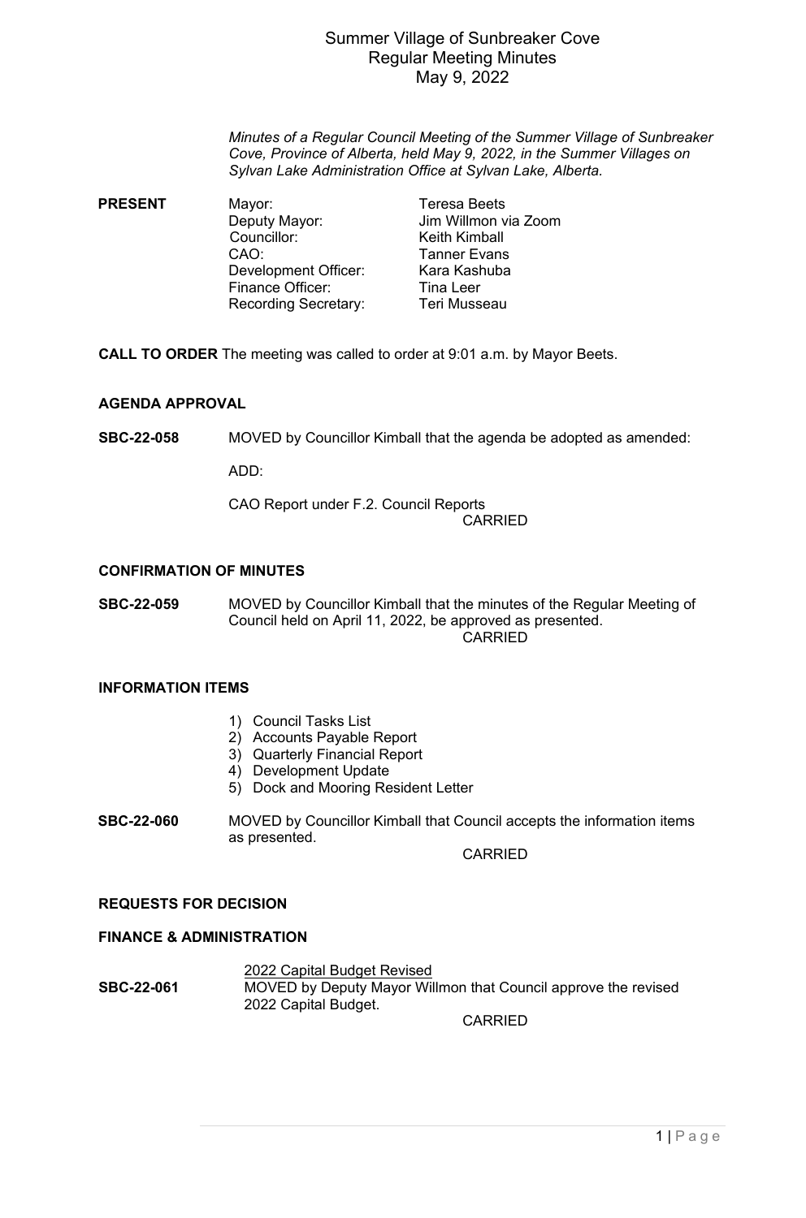# Summer Village of Sunbreaker Cove
## Regular Meeting Minutes
### May 9, 2022

*Minutes of a Regular Council Meeting of the Summer Village of Sunbreaker Cove, Province of Alberta, held May 9, 2022, in the Summer Villages on Sylvan Lake Administration Office at Sylvan Lake, Alberta.*

**PRESENT**

| | |
|---|---|
| Mayor: | Teresa Beets |
| Deputy Mayor: | Jim Willmon via Zoom |
| Councillor: | Keith Kimball |
| CAO: | Tanner Evans |
| Development Officer: | Kara Kashuba |
| Finance Officer: | Tina Leer |
| Recording Secretary: | Teri Musseau |

**CALL TO ORDER** The meeting was called to order at 9:01 a.m. by Mayor Beets.

**AGENDA APPROVAL**

**SBC-22-058** MOVED by Councillor Kimball that the agenda be adopted as amended:

ADD:

CAO Report under F.2. Council Reports

CARRIED

**CONFIRMATION OF MINUTES**

**SBC-22-059** MOVED by Councillor Kimball that the minutes of the Regular Meeting of Council held on April 11, 2022, be approved as presented.

CARRIED

**INFORMATION ITEMS**

1) Council Tasks List
2) Accounts Payable Report
3) Quarterly Financial Report
4) Development Update
5) Dock and Mooring Resident Letter

**SBC-22-060** MOVED by Councillor Kimball that Council accepts the information items as presented.

CARRIED

**REQUESTS FOR DECISION**

**FINANCE & ADMINISTRATION**

2022 Capital Budget Revised

**SBC-22-061** MOVED by Deputy Mayor Willmon that Council approve the revised 2022 Capital Budget.

CARRIED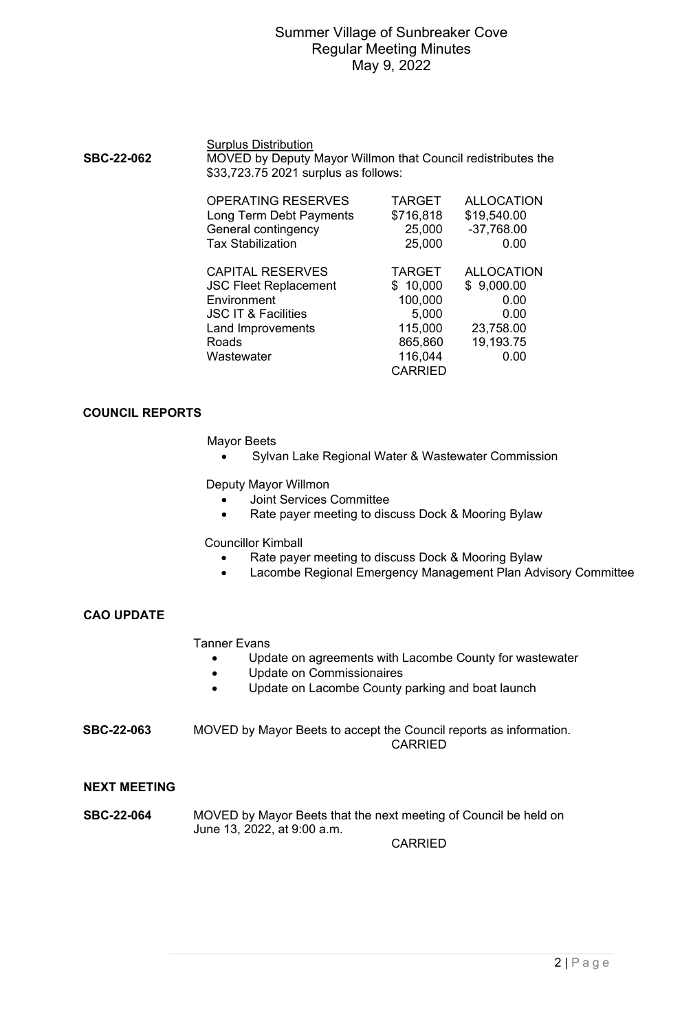**SBC-22-062**

Surplus Distribution

MOVED by Deputy Mayor Willmon that Council redistributes the $33,723.75 2021 surplus as follows:

| OPERATING RESERVES | TARGET | ALLOCATION |
|---|---|---|
| Long Term Debt Payments | $716,818 | $19,540.00 |
| General contingency | 25,000 | -37,768.00 |
| Tax Stabilization | 25,000 | 0.00 |

| CAPITAL RESERVES | TARGET | ALLOCATION |
|---|---|---|
| JSC Fleet Replacement | $ 10,000 | $ 9,000.00 |
| Environment | 100,000 | 0.00 |
| JSC IT & Facilities | 5,000 | 0.00 |
| Land Improvements | 115,000 | 23,758.00 |
| Roads | 865,860 | 19,193.75 |
| Wastewater | 116,044 | 0.00 |

CARRIED

## COUNCIL REPORTS

Mayor Beets

- Sylvan Lake Regional Water & Wastewater Commission

Deputy Mayor Willmon

- Joint Services Committee
- Rate payer meeting to discuss Dock & Mooring Bylaw

Councillor Kimball

- Rate payer meeting to discuss Dock & Mooring Bylaw
- Lacombe Regional Emergency Management Plan Advisory Committee

## CAO UPDATE

Tanner Evans

- Update on agreements with Lacombe County for wastewater
- Update on Commissionaires
- Update on Lacombe County parking and boat launch

**SBC-22-063** MOVED by Mayor Beets to accept the Council reports as information.

CARRIED

## NEXT MEETING

**SBC-22-064** MOVED by Mayor Beets that the next meeting of Council be held on June 13, 2022, at 9:00 a.m.

CARRIED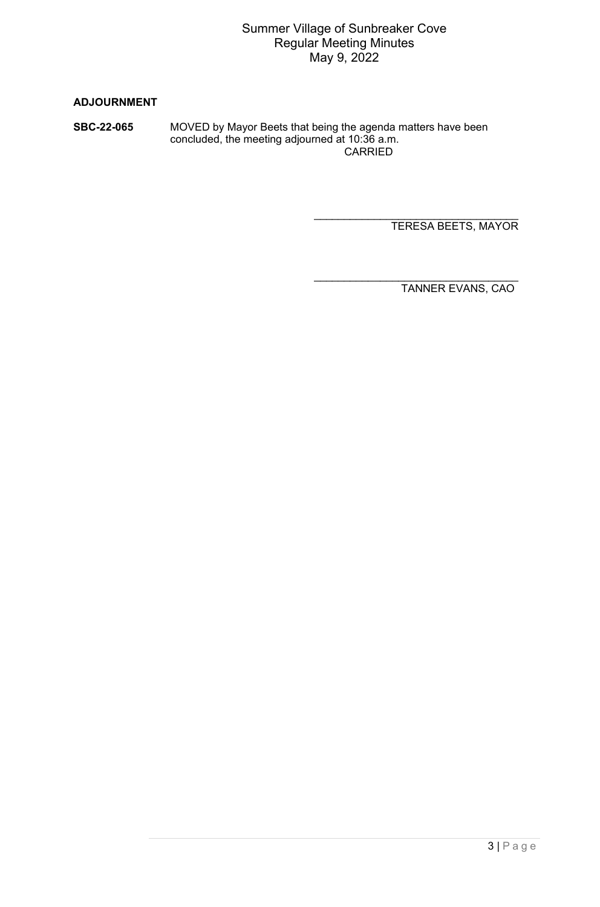**ADJOURNMENT**

**SBC-22-065** MOVED by Mayor Beets that being the agenda matters have been concluded, the meeting adjourned at 10:36 a.m.
CARRIED

___________________________________
TERESA BEETS, MAYOR

___________________________________
TANNER EVANS, CAO